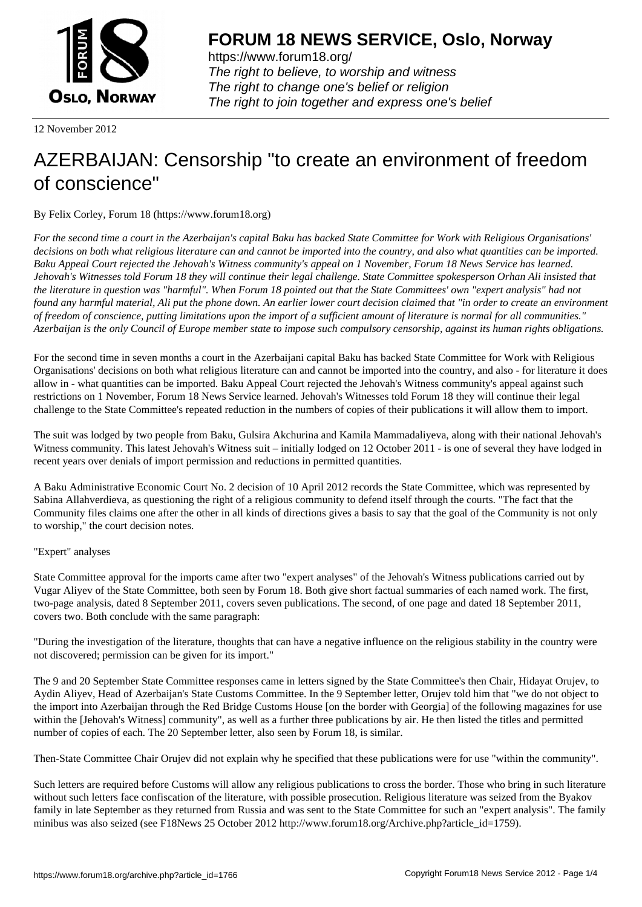# FORUM 18 NEWS SERVICE, Oslo, Norway

https://www.forum18.org/
*The right to believe, to worship and witness*
*The right to change one's belief or religion*
*The right to join together and express one's belief*

12 November 2012

# AZERBAIJAN: Censorship "to create an environment of freedom of conscience"

By Felix Corley, Forum 18 (https://www.forum18.org)

*For the second time a court in the Azerbaijan's capital Baku has backed State Committee for Work with Religious Organisations' decisions on both what religious literature can and cannot be imported into the country, and also what quantities can be imported. Baku Appeal Court rejected the Jehovah's Witness community's appeal on 1 November, Forum 18 News Service has learned. Jehovah's Witnesses told Forum 18 they will continue their legal challenge. State Committee spokesperson Orhan Ali insisted that the literature in question was "harmful". When Forum 18 pointed out that the State Committees' own "expert analysis" had not found any harmful material, Ali put the phone down. An earlier lower court decision claimed that "in order to create an environment of freedom of conscience, putting limitations upon the import of a sufficient amount of literature is normal for all communities." Azerbaijan is the only Council of Europe member state to impose such compulsory censorship, against its human rights obligations.*

For the second time in seven months a court in the Azerbaijani capital Baku has backed State Committee for Work with Religious Organisations' decisions on both what religious literature can and cannot be imported into the country, and also - for literature it does allow in - what quantities can be imported. Baku Appeal Court rejected the Jehovah's Witness community's appeal against such restrictions on 1 November, Forum 18 News Service learned. Jehovah's Witnesses told Forum 18 they will continue their legal challenge to the State Committee's repeated reduction in the numbers of copies of their publications it will allow them to import.

The suit was lodged by two people from Baku, Gulsira Akchurina and Kamila Mammadaliyeva, along with their national Jehovah's Witness community. This latest Jehovah's Witness suit – initially lodged on 12 October 2011 - is one of several they have lodged in recent years over denials of import permission and reductions in permitted quantities.

A Baku Administrative Economic Court No. 2 decision of 10 April 2012 records the State Committee, which was represented by Sabina Allahverdieva, as questioning the right of a religious community to defend itself through the courts. "The fact that the Community files claims one after the other in all kinds of directions gives a basis to say that the goal of the Community is not only to worship," the court decision notes.

"Expert" analyses

State Committee approval for the imports came after two "expert analyses" of the Jehovah's Witness publications carried out by Vugar Aliyev of the State Committee, both seen by Forum 18. Both give short factual summaries of each named work. The first, two-page analysis, dated 8 September 2011, covers seven publications. The second, of one page and dated 18 September 2011, covers two. Both conclude with the same paragraph:

"During the investigation of the literature, thoughts that can have a negative influence on the religious stability in the country were not discovered; permission can be given for its import."

The 9 and 20 September State Committee responses came in letters signed by the State Committee's then Chair, Hidayat Orujev, to Aydin Aliyev, Head of Azerbaijan's State Customs Committee. In the 9 September letter, Orujev told him that "we do not object to the import into Azerbaijan through the Red Bridge Customs House [on the border with Georgia] of the following magazines for use within the [Jehovah's Witness] community", as well as a further three publications by air. He then listed the titles and permitted number of copies of each. The 20 September letter, also seen by Forum 18, is similar.

Then-State Committee Chair Orujev did not explain why he specified that these publications were for use "within the community".

Such letters are required before Customs will allow any religious publications to cross the border. Those who bring in such literature without such letters face confiscation of the literature, with possible prosecution. Religious literature was seized from the Byakov family in late September as they returned from Russia and was sent to the State Committee for such an "expert analysis". The family minibus was also seized (see F18News 25 October 2012 http://www.forum18.org/Archive.php?article_id=1759).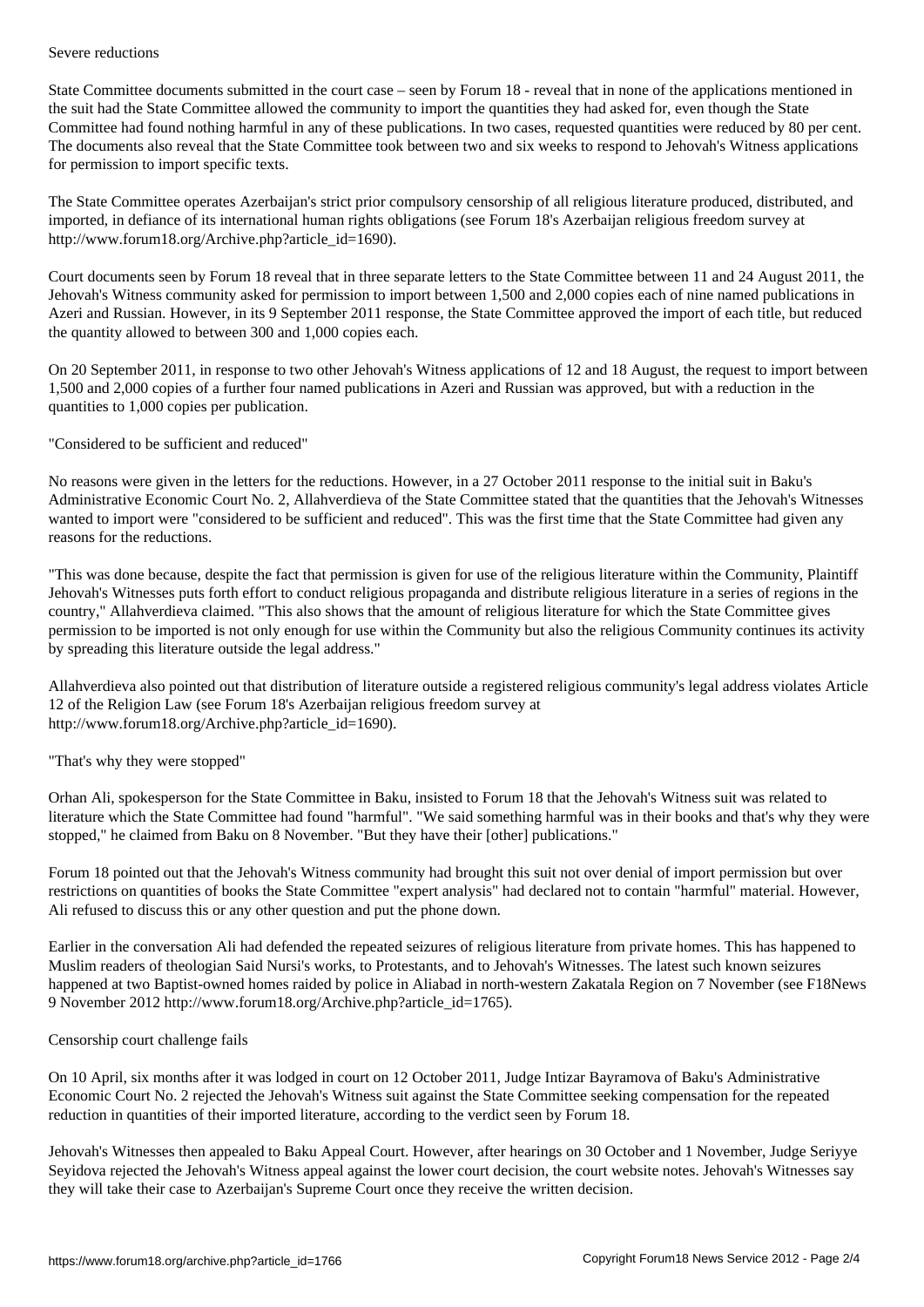Severe reductions

State Committee documents submitted in the court case – seen by Forum 18 - reveal that in none of the applications mentioned in the suit had the State Committee allowed the community to import the quantities they had asked for, even though the State Committee had found nothing harmful in any of these publications. In two cases, requested quantities were reduced by 80 per cent. The documents also reveal that the State Committee took between two and six weeks to respond to Jehovah's Witness applications for permission to import specific texts.

The State Committee operates Azerbaijan's strict prior compulsory censorship of all religious literature produced, distributed, and imported, in defiance of its international human rights obligations (see Forum 18's Azerbaijan religious freedom survey at http://www.forum18.org/Archive.php?article_id=1690).

Court documents seen by Forum 18 reveal that in three separate letters to the State Committee between 11 and 24 August 2011, the Jehovah's Witness community asked for permission to import between 1,500 and 2,000 copies each of nine named publications in Azeri and Russian. However, in its 9 September 2011 response, the State Committee approved the import of each title, but reduced the quantity allowed to between 300 and 1,000 copies each.

On 20 September 2011, in response to two other Jehovah's Witness applications of 12 and 18 August, the request to import between 1,500 and 2,000 copies of a further four named publications in Azeri and Russian was approved, but with a reduction in the quantities to 1,000 copies per publication.

"Considered to be sufficient and reduced"

No reasons were given in the letters for the reductions. However, in a 27 October 2011 response to the initial suit in Baku's Administrative Economic Court No. 2, Allahverdieva of the State Committee stated that the quantities that the Jehovah's Witnesses wanted to import were "considered to be sufficient and reduced". This was the first time that the State Committee had given any reasons for the reductions.

"This was done because, despite the fact that permission is given for use of the religious literature within the Community, Plaintiff Jehovah's Witnesses puts forth effort to conduct religious propaganda and distribute religious literature in a series of regions in the country," Allahverdieva claimed. "This also shows that the amount of religious literature for which the State Committee gives permission to be imported is not only enough for use within the Community but also the religious Community continues its activity by spreading this literature outside the legal address."

Allahverdieva also pointed out that distribution of literature outside a registered religious community's legal address violates Article 12 of the Religion Law (see Forum 18's Azerbaijan religious freedom survey at http://www.forum18.org/Archive.php?article_id=1690).

"That's why they were stopped"

Orhan Ali, spokesperson for the State Committee in Baku, insisted to Forum 18 that the Jehovah's Witness suit was related to literature which the State Committee had found "harmful". "We said something harmful was in their books and that's why they were stopped," he claimed from Baku on 8 November. "But they have their [other] publications."

Forum 18 pointed out that the Jehovah's Witness community had brought this suit not over denial of import permission but over restrictions on quantities of books the State Committee "expert analysis" had declared not to contain "harmful" material. However, Ali refused to discuss this or any other question and put the phone down.

Earlier in the conversation Ali had defended the repeated seizures of religious literature from private homes. This has happened to Muslim readers of theologian Said Nursi's works, to Protestants, and to Jehovah's Witnesses. The latest such known seizures happened at two Baptist-owned homes raided by police in Aliabad in north-western Zakatala Region on 7 November (see F18News 9 November 2012 http://www.forum18.org/Archive.php?article_id=1765).

Censorship court challenge fails

On 10 April, six months after it was lodged in court on 12 October 2011, Judge Intizar Bayramova of Baku's Administrative Economic Court No. 2 rejected the Jehovah's Witness suit against the State Committee seeking compensation for the repeated reduction in quantities of their imported literature, according to the verdict seen by Forum 18.

Jehovah's Witnesses then appealed to Baku Appeal Court. However, after hearings on 30 October and 1 November, Judge Seriyye Seyidova rejected the Jehovah's Witness appeal against the lower court decision, the court website notes. Jehovah's Witnesses say they will take their case to Azerbaijan's Supreme Court once they receive the written decision.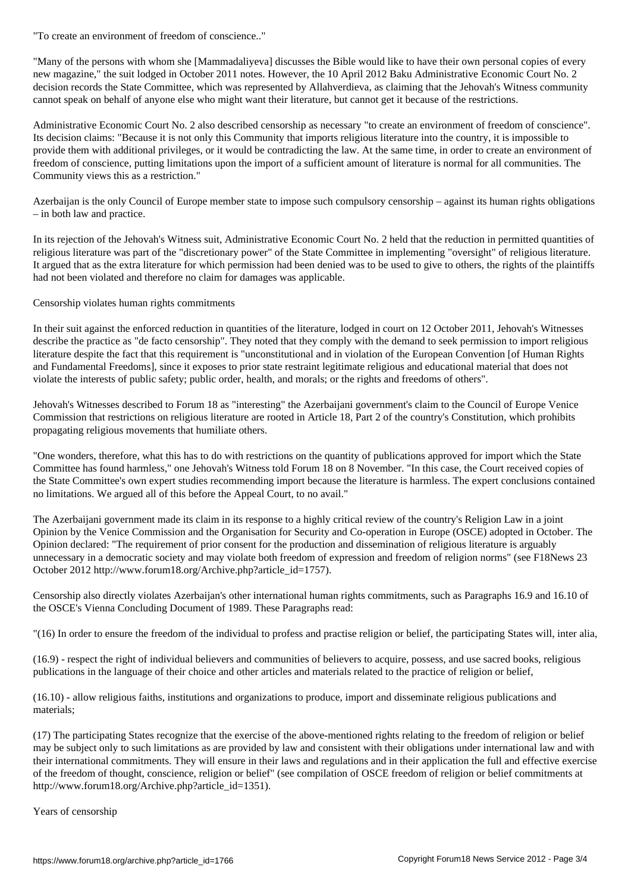"To create an environment of freedom of conscience.."

"Many of the persons with whom she [Mammadaliyeva] discusses the Bible would like to have their own personal copies of every new magazine," the suit lodged in October 2011 notes. However, the 10 April 2012 Baku Administrative Economic Court No. 2 decision records the State Committee, which was represented by Allahverdieva, as claiming that the Jehovah's Witness community cannot speak on behalf of anyone else who might want their literature, but cannot get it because of the restrictions.

Administrative Economic Court No. 2 also described censorship as necessary "to create an environment of freedom of conscience". Its decision claims: "Because it is not only this Community that imports religious literature into the country, it is impossible to provide them with additional privileges, or it would be contradicting the law. At the same time, in order to create an environment of freedom of conscience, putting limitations upon the import of a sufficient amount of literature is normal for all communities. The Community views this as a restriction."

Azerbaijan is the only Council of Europe member state to impose such compulsory censorship – against its human rights obligations – in both law and practice.

In its rejection of the Jehovah's Witness suit, Administrative Economic Court No. 2 held that the reduction in permitted quantities of religious literature was part of the "discretionary power" of the State Committee in implementing "oversight" of religious literature. It argued that as the extra literature for which permission had been denied was to be used to give to others, the rights of the plaintiffs had not been violated and therefore no claim for damages was applicable.

Censorship violates human rights commitments

In their suit against the enforced reduction in quantities of the literature, lodged in court on 12 October 2011, Jehovah's Witnesses describe the practice as "de facto censorship". They noted that they comply with the demand to seek permission to import religious literature despite the fact that this requirement is "unconstitutional and in violation of the European Convention [of Human Rights and Fundamental Freedoms], since it exposes to prior state restraint legitimate religious and educational material that does not violate the interests of public safety; public order, health, and morals; or the rights and freedoms of others".

Jehovah's Witnesses described to Forum 18 as "interesting" the Azerbaijani government's claim to the Council of Europe Venice Commission that restrictions on religious literature are rooted in Article 18, Part 2 of the country's Constitution, which prohibits propagating religious movements that humiliate others.

"One wonders, therefore, what this has to do with restrictions on the quantity of publications approved for import which the State Committee has found harmless," one Jehovah's Witness told Forum 18 on 8 November. "In this case, the Court received copies of the State Committee's own expert studies recommending import because the literature is harmless. The expert conclusions contained no limitations. We argued all of this before the Appeal Court, to no avail."

The Azerbaijani government made its claim in its response to a highly critical review of the country's Religion Law in a joint Opinion by the Venice Commission and the Organisation for Security and Co-operation in Europe (OSCE) adopted in October. The Opinion declared: "The requirement of prior consent for the production and dissemination of religious literature is arguably unnecessary in a democratic society and may violate both freedom of expression and freedom of religion norms" (see F18News 23 October 2012 http://www.forum18.org/Archive.php?article_id=1757).

Censorship also directly violates Azerbaijan's other international human rights commitments, such as Paragraphs 16.9 and 16.10 of the OSCE's Vienna Concluding Document of 1989. These Paragraphs read:

"(16) In order to ensure the freedom of the individual to profess and practise religion or belief, the participating States will, inter alia,

(16.9) - respect the right of individual believers and communities of believers to acquire, possess, and use sacred books, religious publications in the language of their choice and other articles and materials related to the practice of religion or belief,

(16.10) - allow religious faiths, institutions and organizations to produce, import and disseminate religious publications and materials;

(17) The participating States recognize that the exercise of the above-mentioned rights relating to the freedom of religion or belief may be subject only to such limitations as are provided by law and consistent with their obligations under international law and with their international commitments. They will ensure in their laws and regulations and in their application the full and effective exercise of the freedom of thought, conscience, religion or belief" (see compilation of OSCE freedom of religion or belief commitments at http://www.forum18.org/Archive.php?article_id=1351).

Years of censorship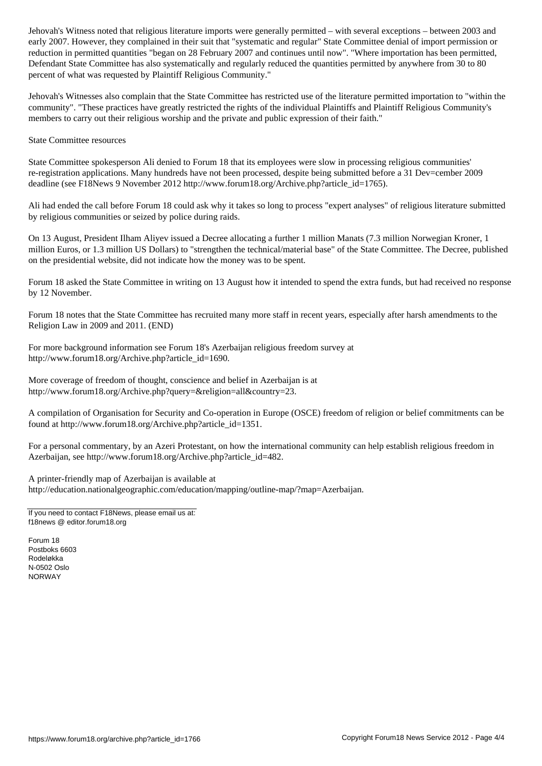Jehovah's Witness noted that religious literature imports were generally permitted – with several exceptions – between 2003 and early 2007. However, they complained in their suit that "systematic and regular" State Committee denial of import permission or reduction in permitted quantities "began on 28 February 2007 and continues until now". "Where importation has been permitted, Defendant State Committee has also systematically and regularly reduced the quantities permitted by anywhere from 30 to 80 percent of what was requested by Plaintiff Religious Community."

Jehovah's Witnesses also complain that the State Committee has restricted use of the literature permitted importation to "within the community". "These practices have greatly restricted the rights of the individual Plaintiffs and Plaintiff Religious Community's members to carry out their religious worship and the private and public expression of their faith."

State Committee resources

State Committee spokesperson Ali denied to Forum 18 that its employees were slow in processing religious communities' re-registration applications. Many hundreds have not been processed, despite being submitted before a 31 Dev=cember 2009 deadline (see F18News 9 November 2012 http://www.forum18.org/Archive.php?article_id=1765).

Ali had ended the call before Forum 18 could ask why it takes so long to process "expert analyses" of religious literature submitted by religious communities or seized by police during raids.

On 13 August, President Ilham Aliyev issued a Decree allocating a further 1 million Manats (7.3 million Norwegian Kroner, 1 million Euros, or 1.3 million US Dollars) to "strengthen the technical/material base" of the State Committee. The Decree, published on the presidential website, did not indicate how the money was to be spent.

Forum 18 asked the State Committee in writing on 13 August how it intended to spend the extra funds, but had received no response by 12 November.

Forum 18 notes that the State Committee has recruited many more staff in recent years, especially after harsh amendments to the Religion Law in 2009 and 2011. (END)

For more background information see Forum 18's Azerbaijan religious freedom survey at http://www.forum18.org/Archive.php?article_id=1690.

More coverage of freedom of thought, conscience and belief in Azerbaijan is at http://www.forum18.org/Archive.php?query=&religion=all&country=23.

A compilation of Organisation for Security and Co-operation in Europe (OSCE) freedom of religion or belief commitments can be found at http://www.forum18.org/Archive.php?article_id=1351.

For a personal commentary, by an Azeri Protestant, on how the international community can help establish religious freedom in Azerbaijan, see http://www.forum18.org/Archive.php?article_id=482.

A printer-friendly map of Azerbaijan is available at http://education.nationalgeographic.com/education/mapping/outline-map/?map=Azerbaijan.

If you need to contact F18News, please email us at:
f18news @ editor.forum18.org

Forum 18
Postboks 6603
Rodeløkka
N-0502 Oslo
NORWAY